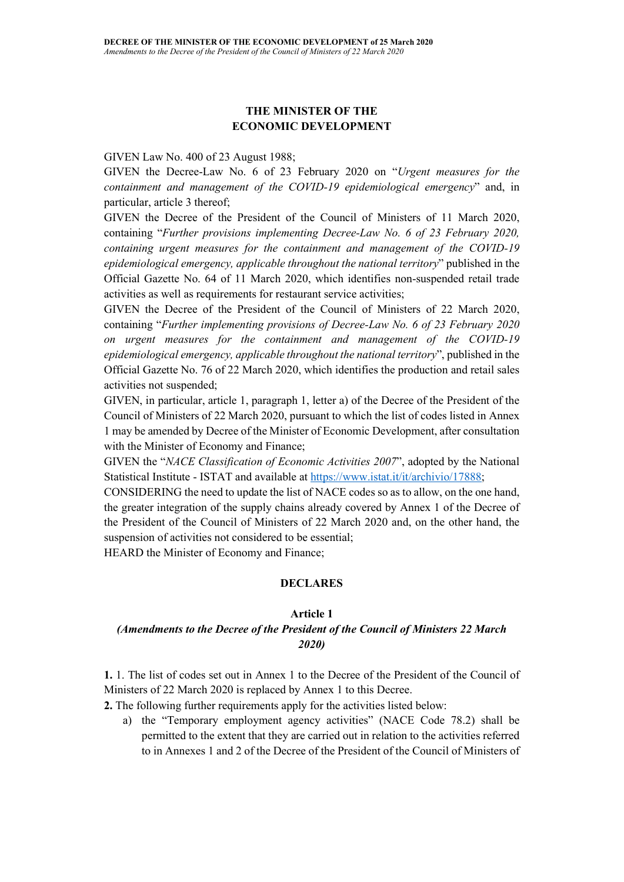## THE MINISTER OF THE ECONOMIC DEVELOPMENT

GIVEN Law No. 400 of 23 August 1988;

GIVEN the Decree-Law No. 6 of 23 February 2020 on "*Urgent measures for the containment and management of the COVID-19 epidemiological emergency*" and, in particular, article 3 thereof;

GIVEN the Decree of the President of the Council of Ministers of 11 March 2020, containing "*Further provisions implementing Decree-Law No. 6 of 23 February 2020, containing urgent measures for the containment and management of the COVID-19 epidemiological emergency, applicable throughout the national territory*" published in the Official Gazette No. 64 of 11 March 2020, which identifies non-suspended retail trade activities as well as requirements for restaurant service activities;

GIVEN the Decree of the President of the Council of Ministers of 22 March 2020, containing "*Further implementing provisions of Decree-Law No. 6 of 23 February 2020 on urgent measures for the containment and management of the COVID-19 epidemiological emergency, applicable throughout the national territory*", published in the Official Gazette No. 76 of 22 March 2020, which identifies the production and retail sales activities not suspended;

GIVEN, in particular, article 1, paragraph 1, letter a) of the Decree of the President of the Council of Ministers of 22 March 2020, pursuant to which the list of codes listed in Annex 1 may be amended by Decree of the Minister of Economic Development, after consultation with the Minister of Economy and Finance;

GIVEN the "*NACE Classification of Economic Activities 2007*", adopted by the National Statistical Institute - ISTAT and available at https://www.istat.it/it/archivio/17888;

CONSIDERING the need to update the list of NACE codes so as to allow, on the one hand, the greater integration of the supply chains already covered by Annex 1 of the Decree of the President of the Council of Ministers of 22 March 2020 and, on the other hand, the suspension of activities not considered to be essential;

HEARD the Minister of Economy and Finance;

### DECLARES

### Article 1
### *(Amendments to the Decree of the President of the Council of Ministers 22 March 2020)*

**1.** 1. The list of codes set out in Annex 1 to the Decree of the President of the Council of Ministers of 22 March 2020 is replaced by Annex 1 to this Decree.

**2.** The following further requirements apply for the activities listed below:

a) the "Temporary employment agency activities" (NACE Code 78.2) shall be permitted to the extent that they are carried out in relation to the activities referred to in Annexes 1 and 2 of the Decree of the President of the Council of Ministers of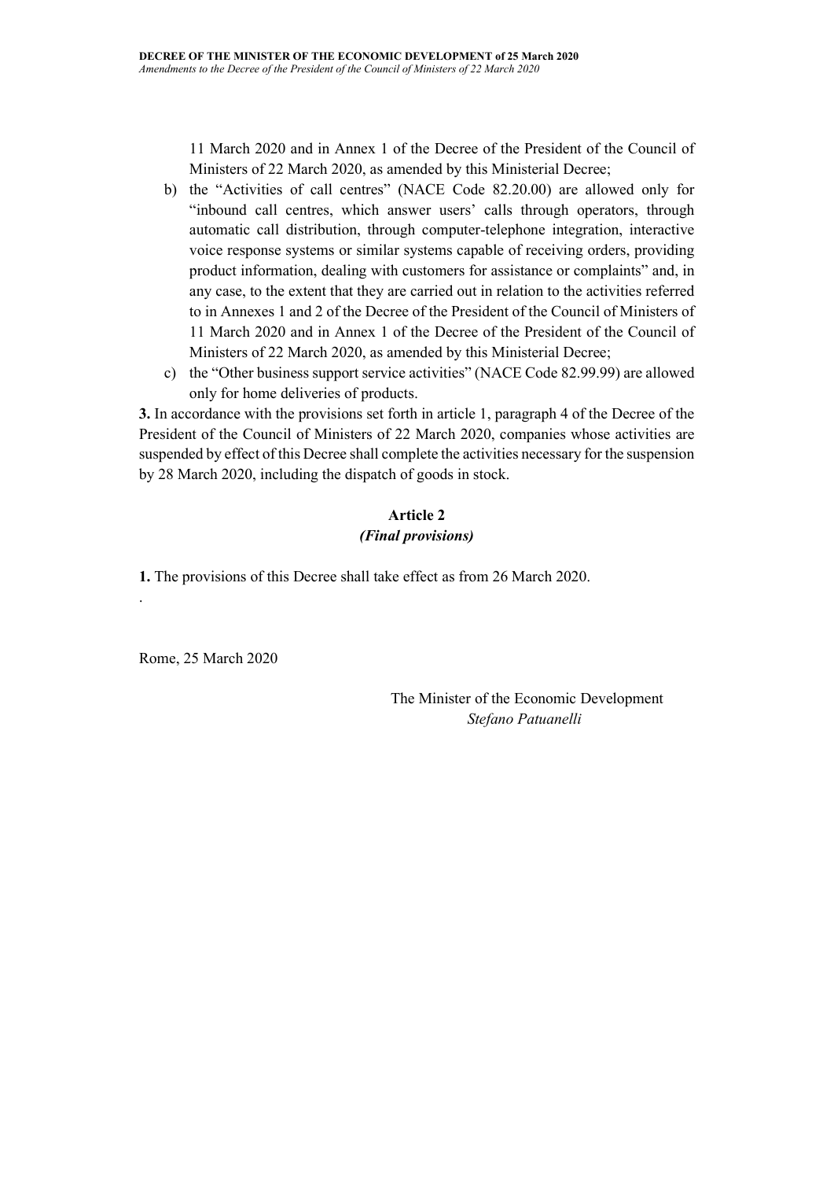11 March 2020 and in Annex 1 of the Decree of the President of the Council of Ministers of 22 March 2020, as amended by this Ministerial Decree;

b) the "Activities of call centres" (NACE Code 82.20.00) are allowed only for "inbound call centres, which answer users' calls through operators, through automatic call distribution, through computer-telephone integration, interactive voice response systems or similar systems capable of receiving orders, providing product information, dealing with customers for assistance or complaints" and, in any case, to the extent that they are carried out in relation to the activities referred to in Annexes 1 and 2 of the Decree of the President of the Council of Ministers of 11 March 2020 and in Annex 1 of the Decree of the President of the Council of Ministers of 22 March 2020, as amended by this Ministerial Decree;

c) the "Other business support service activities" (NACE Code 82.99.99) are allowed only for home deliveries of products.

**3.** In accordance with the provisions set forth in article 1, paragraph 4 of the Decree of the President of the Council of Ministers of 22 March 2020, companies whose activities are suspended by effect of this Decree shall complete the activities necessary for the suspension by 28 March 2020, including the dispatch of goods in stock.

## Article 2
### *(Final provisions)*

**1.** The provisions of this Decree shall take effect as from 26 March 2020.

.

Rome, 25 March 2020

The Minister of the Economic Development
*Stefano Patuanelli*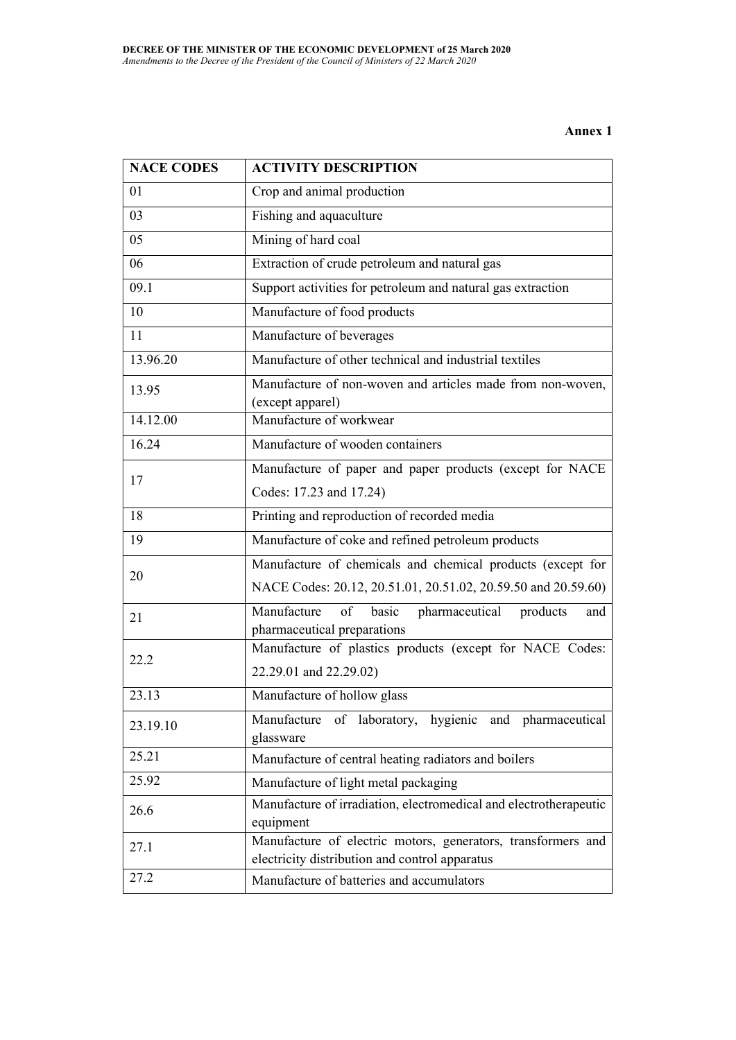**Annex 1**

| NACE CODES | ACTIVITY DESCRIPTION |
|---|---|
| 01 | Crop and animal production |
| 03 | Fishing and aquaculture |
| 05 | Mining of hard coal |
| 06 | Extraction of crude petroleum and natural gas |
| 09.1 | Support activities for petroleum and natural gas extraction |
| 10 | Manufacture of food products |
| 11 | Manufacture of beverages |
| 13.96.20 | Manufacture of other technical and industrial textiles |
| 13.95 | Manufacture of non-woven and articles made from non-woven, (except apparel) |
| 14.12.00 | Manufacture of workwear |
| 16.24 | Manufacture of wooden containers |
| 17 | Manufacture of paper and paper products (except for NACE Codes: 17.23 and 17.24) |
| 18 | Printing and reproduction of recorded media |
| 19 | Manufacture of coke and refined petroleum products |
| 20 | Manufacture of chemicals and chemical products (except for NACE Codes: 20.12, 20.51.01, 20.51.02, 20.59.50 and 20.59.60) |
| 21 | Manufacture of basic pharmaceutical products and pharmaceutical preparations |
| 22.2 | Manufacture of plastics products (except for NACE Codes: 22.29.01 and 22.29.02) |
| 23.13 | Manufacture of hollow glass |
| 23.19.10 | Manufacture of laboratory, hygienic and pharmaceutical glassware |
| 25.21 | Manufacture of central heating radiators and boilers |
| 25.92 | Manufacture of light metal packaging |
| 26.6 | Manufacture of irradiation, electromedical and electrotherapeutic equipment |
| 27.1 | Manufacture of electric motors, generators, transformers and electricity distribution and control apparatus |
| 27.2 | Manufacture of batteries and accumulators |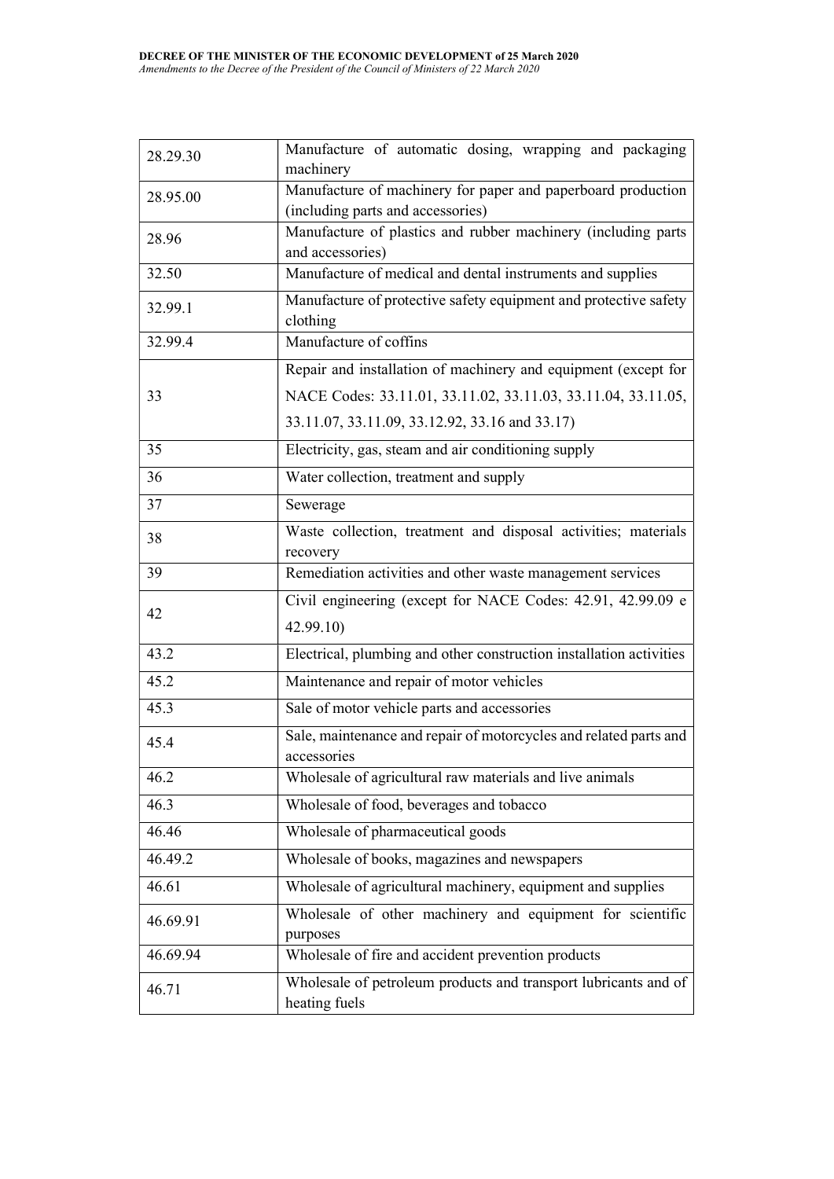| 28.29.30 | Manufacture of automatic dosing, wrapping and packaging machinery |
|---|---|
| 28.95.00 | Manufacture of machinery for paper and paperboard production (including parts and accessories) |
| 28.96 | Manufacture of plastics and rubber machinery (including parts and accessories) |
| 32.50 | Manufacture of medical and dental instruments and supplies |
| 32.99.1 | Manufacture of protective safety equipment and protective safety clothing |
| 32.99.4 | Manufacture of coffins |
| 33 | Repair and installation of machinery and equipment (except for NACE Codes: 33.11.01, 33.11.02, 33.11.03, 33.11.04, 33.11.05, 33.11.07, 33.11.09, 33.12.92, 33.16 and 33.17) |
| 35 | Electricity, gas, steam and air conditioning supply |
| 36 | Water collection, treatment and supply |
| 37 | Sewerage |
| 38 | Waste collection, treatment and disposal activities; materials recovery |
| 39 | Remediation activities and other waste management services |
| 42 | Civil engineering (except for NACE Codes: 42.91, 42.99.09 e 42.99.10) |
| 43.2 | Electrical, plumbing and other construction installation activities |
| 45.2 | Maintenance and repair of motor vehicles |
| 45.3 | Sale of motor vehicle parts and accessories |
| 45.4 | Sale, maintenance and repair of motorcycles and related parts and accessories |
| 46.2 | Wholesale of agricultural raw materials and live animals |
| 46.3 | Wholesale of food, beverages and tobacco |
| 46.46 | Wholesale of pharmaceutical goods |
| 46.49.2 | Wholesale of books, magazines and newspapers |
| 46.61 | Wholesale of agricultural machinery, equipment and supplies |
| 46.69.91 | Wholesale of other machinery and equipment for scientific purposes |
| 46.69.94 | Wholesale of fire and accident prevention products |
| 46.71 | Wholesale of petroleum products and transport lubricants and of heating fuels |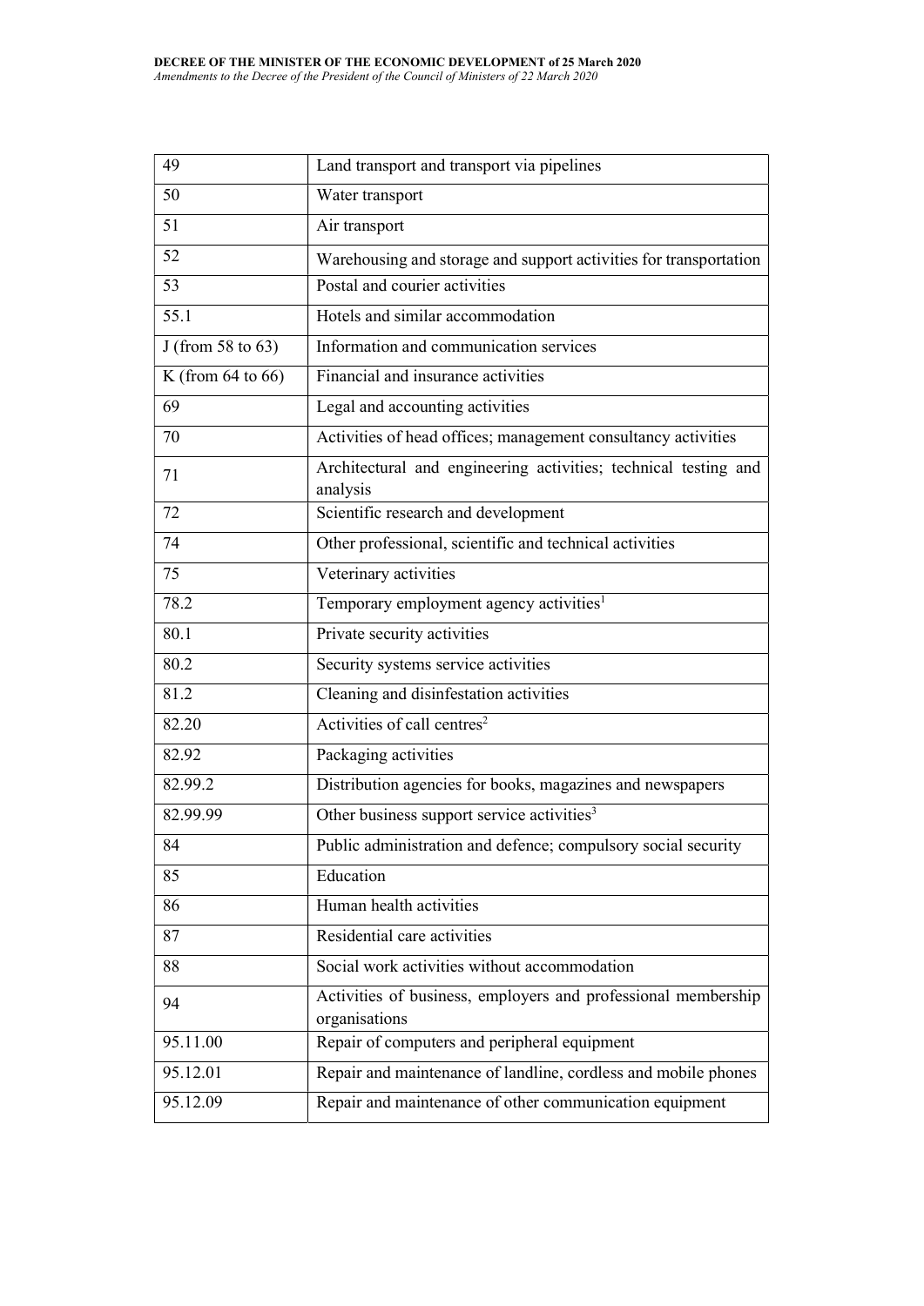| | |
|---|---|
| 49 | Land transport and transport via pipelines |
| 50 | Water transport |
| 51 | Air transport |
| 52 | Warehousing and storage and support activities for transportation |
| 53 | Postal and courier activities |
| 55.1 | Hotels and similar accommodation |
| J (from 58 to 63) | Information and communication services |
| K (from 64 to 66) | Financial and insurance activities |
| 69 | Legal and accounting activities |
| 70 | Activities of head offices; management consultancy activities |
| 71 | Architectural and engineering activities; technical testing and analysis |
| 72 | Scientific research and development |
| 74 | Other professional, scientific and technical activities |
| 75 | Veterinary activities |
| 78.2 | Temporary employment agency activities[1] |
| 80.1 | Private security activities |
| 80.2 | Security systems service activities |
| 81.2 | Cleaning and disinfestation activities |
| 82.20 | Activities of call centres[2] |
| 82.92 | Packaging activities |
| 82.99.2 | Distribution agencies for books, magazines and newspapers |
| 82.99.99 | Other business support service activities[3] |
| 84 | Public administration and defence; compulsory social security |
| 85 | Education |
| 86 | Human health activities |
| 87 | Residential care activities |
| 88 | Social work activities without accommodation |
| 94 | Activities of business, employers and professional membership organisations |
| 95.11.00 | Repair of computers and peripheral equipment |
| 95.12.01 | Repair and maintenance of landline, cordless and mobile phones |
| 95.12.09 | Repair and maintenance of other communication equipment |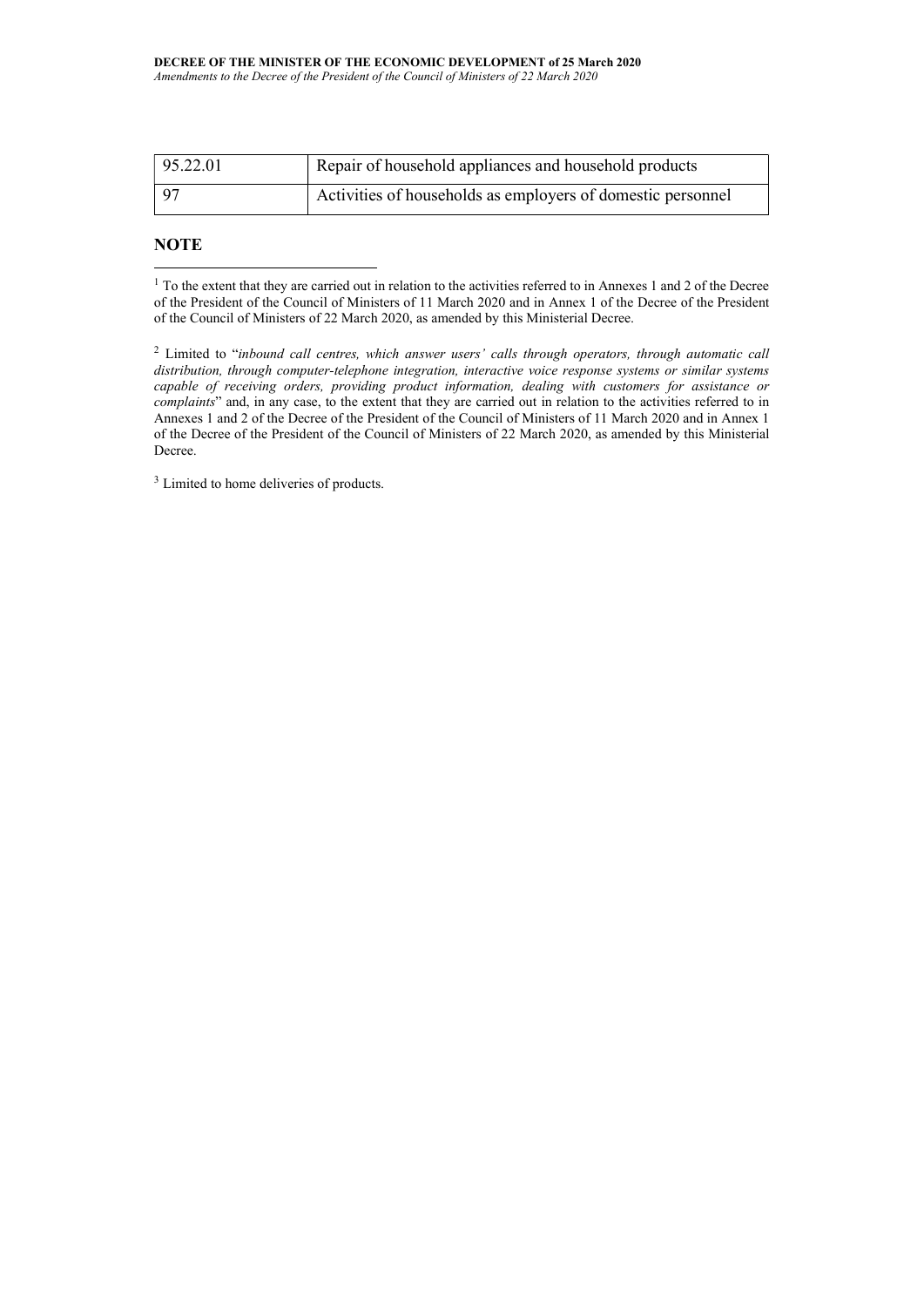| | |
|---|---|
| 95.22.01 | Repair of household appliances and household products |
| 97 | Activities of households as employers of domestic personnel |

**NOTE**

[1] To the extent that they are carried out in relation to the activities referred to in Annexes 1 and 2 of the Decree of the President of the Council of Ministers of 11 March 2020 and in Annex 1 of the Decree of the President of the Council of Ministers of 22 March 2020, as amended by this Ministerial Decree.

[2] Limited to "*inbound call centres, which answer users' calls through operators, through automatic call distribution, through computer-telephone integration, interactive voice response systems or similar systems capable of receiving orders, providing product information, dealing with customers for assistance or complaints*" and, in any case, to the extent that they are carried out in relation to the activities referred to in Annexes 1 and 2 of the Decree of the President of the Council of Ministers of 11 March 2020 and in Annex 1 of the Decree of the President of the Council of Ministers of 22 March 2020, as amended by this Ministerial Decree.

[3] Limited to home deliveries of products.